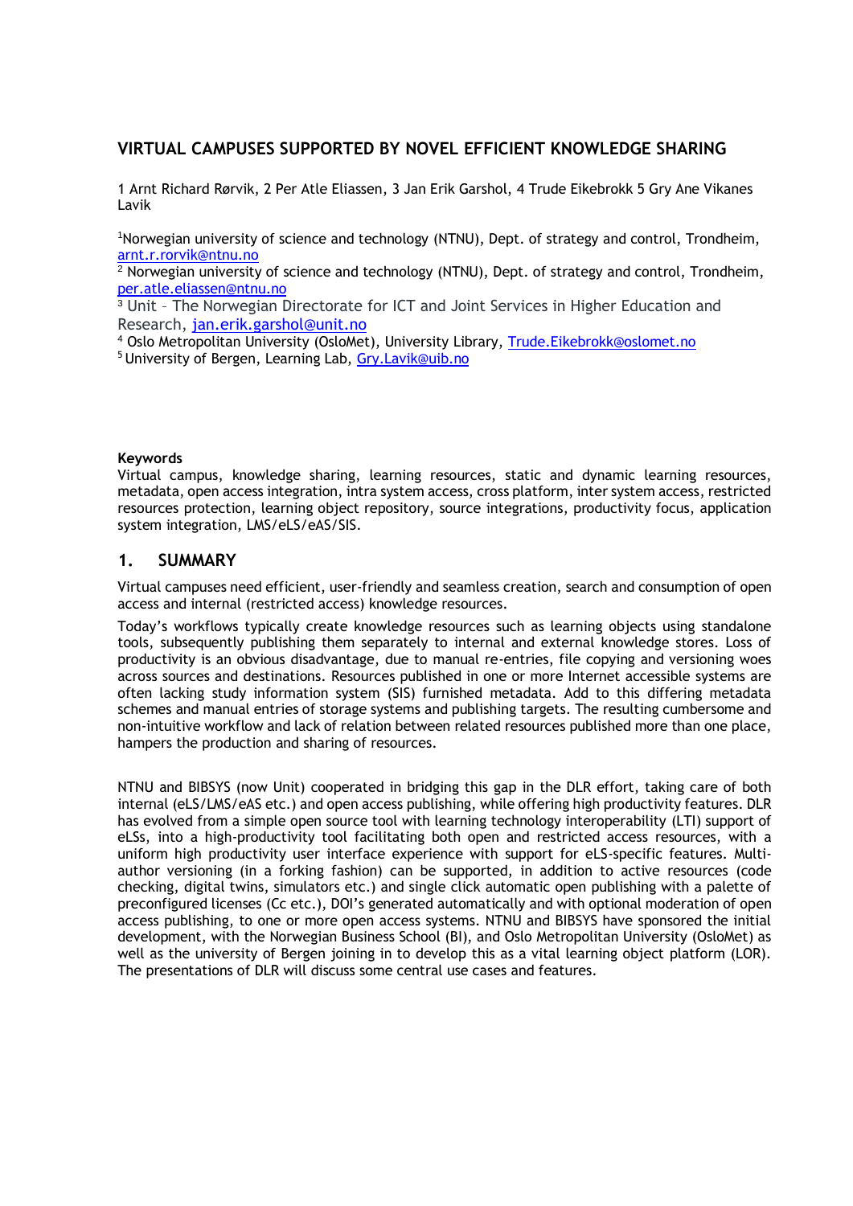# VIRTUAL CAMPUSES SUPPORTED BY NOVEL EFFICIENT KNOWLEDGE SHARING

1 Arnt Richard Rørvik, 2 Per Atle Eliassen, 3 Jan Erik Garshol, 4 Trude Eikebrokk 5 Gry Ane Vikanes Lavik

[1]Norwegian university of science and technology (NTNU), Dept. of strategy and control, Trondheim, arnt.r.rorvik@ntnu.no

[2] Norwegian university of science and technology (NTNU), Dept. of strategy and control, Trondheim, per.atle.eliassen@ntnu.no

[3] Unit – The Norwegian Directorate for ICT and Joint Services in Higher Education and Research, jan.erik.garshol@unit.no

[4] Oslo Metropolitan University (OsloMet), University Library, Trude.Eikebrokk@oslomet.no

[5] University of Bergen, Learning Lab, Gry.Lavik@uib.no

**Keywords**

Virtual campus, knowledge sharing, learning resources, static and dynamic learning resources, metadata, open access integration, intra system access, cross platform, inter system access, restricted resources protection, learning object repository, source integrations, productivity focus, application system integration, LMS/eLS/eAS/SIS.

## 1. SUMMARY

Virtual campuses need efficient, user-friendly and seamless creation, search and consumption of open access and internal (restricted access) knowledge resources.

Today's workflows typically create knowledge resources such as learning objects using standalone tools, subsequently publishing them separately to internal and external knowledge stores. Loss of productivity is an obvious disadvantage, due to manual re-entries, file copying and versioning woes across sources and destinations. Resources published in one or more Internet accessible systems are often lacking study information system (SIS) furnished metadata. Add to this differing metadata schemes and manual entries of storage systems and publishing targets. The resulting cumbersome and non-intuitive workflow and lack of relation between related resources published more than one place, hampers the production and sharing of resources.

NTNU and BIBSYS (now Unit) cooperated in bridging this gap in the DLR effort, taking care of both internal (eLS/LMS/eAS etc.) and open access publishing, while offering high productivity features. DLR has evolved from a simple open source tool with learning technology interoperability (LTI) support of eLSs, into a high-productivity tool facilitating both open and restricted access resources, with a uniform high productivity user interface experience with support for eLS-specific features. Multi-author versioning (in a forking fashion) can be supported, in addition to active resources (code checking, digital twins, simulators etc.) and single click automatic open publishing with a palette of preconfigured licenses (Cc etc.), DOI's generated automatically and with optional moderation of open access publishing, to one or more open access systems. NTNU and BIBSYS have sponsored the initial development, with the Norwegian Business School (BI), and Oslo Metropolitan University (OsloMet) as well as the university of Bergen joining in to develop this as a vital learning object platform (LOR). The presentations of DLR will discuss some central use cases and features.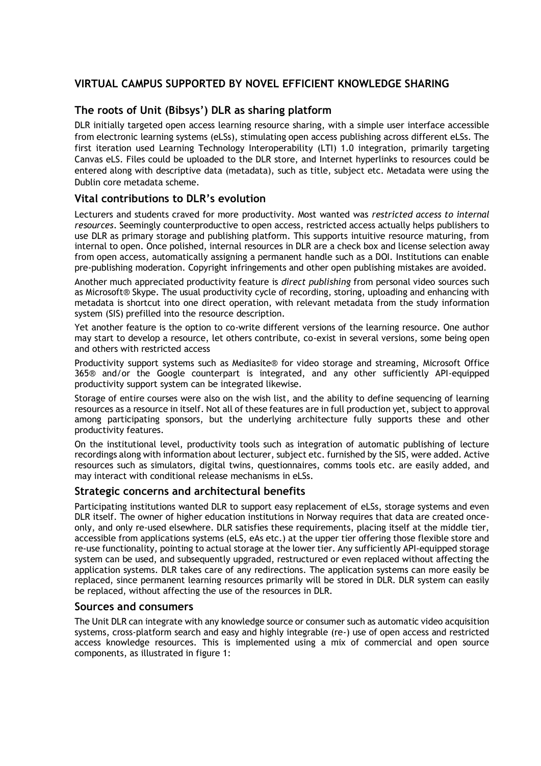## VIRTUAL CAMPUS SUPPORTED BY NOVEL EFFICIENT KNOWLEDGE SHARING

### The roots of Unit (Bibsys') DLR as sharing platform

DLR initially targeted open access learning resource sharing, with a simple user interface accessible from electronic learning systems (eLSs), stimulating open access publishing across different eLSs. The first iteration used Learning Technology Interoperability (LTI) 1.0 integration, primarily targeting Canvas eLS. Files could be uploaded to the DLR store, and Internet hyperlinks to resources could be entered along with descriptive data (metadata), such as title, subject etc. Metadata were using the Dublin core metadata scheme.

### Vital contributions to DLR's evolution

Lecturers and students craved for more productivity. Most wanted was *restricted access to internal resources*. Seemingly counterproductive to open access, restricted access actually helps publishers to use DLR as primary storage and publishing platform. This supports intuitive resource maturing, from internal to open. Once polished, internal resources in DLR are a check box and license selection away from open access, automatically assigning a permanent handle such as a DOI. Institutions can enable pre-publishing moderation. Copyright infringements and other open publishing mistakes are avoided.

Another much appreciated productivity feature is *direct publishing* from personal video sources such as Microsoft® Skype. The usual productivity cycle of recording, storing, uploading and enhancing with metadata is shortcut into one direct operation, with relevant metadata from the study information system (SIS) prefilled into the resource description.

Yet another feature is the option to co-write different versions of the learning resource. One author may start to develop a resource, let others contribute, co-exist in several versions, some being open and others with restricted access

Productivity support systems such as Mediasite® for video storage and streaming, Microsoft Office 365® and/or the Google counterpart is integrated, and any other sufficiently API-equipped productivity support system can be integrated likewise.

Storage of entire courses were also on the wish list, and the ability to define sequencing of learning resources as a resource in itself. Not all of these features are in full production yet, subject to approval among participating sponsors, but the underlying architecture fully supports these and other productivity features.

On the institutional level, productivity tools such as integration of automatic publishing of lecture recordings along with information about lecturer, subject etc. furnished by the SIS, were added. Active resources such as simulators, digital twins, questionnaires, comms tools etc. are easily added, and may interact with conditional release mechanisms in eLSs.

### Strategic concerns and architectural benefits

Participating institutions wanted DLR to support easy replacement of eLSs, storage systems and even DLR itself. The owner of higher education institutions in Norway requires that data are created once-only, and only re-used elsewhere. DLR satisfies these requirements, placing itself at the middle tier, accessible from applications systems (eLS, eAs etc.) at the upper tier offering those flexible store and re-use functionality, pointing to actual storage at the lower tier. Any sufficiently API-equipped storage system can be used, and subsequently upgraded, restructured or even replaced without affecting the application systems. DLR takes care of any redirections. The application systems can more easily be replaced, since permanent learning resources primarily will be stored in DLR. DLR system can easily be replaced, without affecting the use of the resources in DLR.

### Sources and consumers

The Unit DLR can integrate with any knowledge source or consumer such as automatic video acquisition systems, cross-platform search and easy and highly integrable (re-) use of open access and restricted access knowledge resources. This is implemented using a mix of commercial and open source components, as illustrated in figure 1: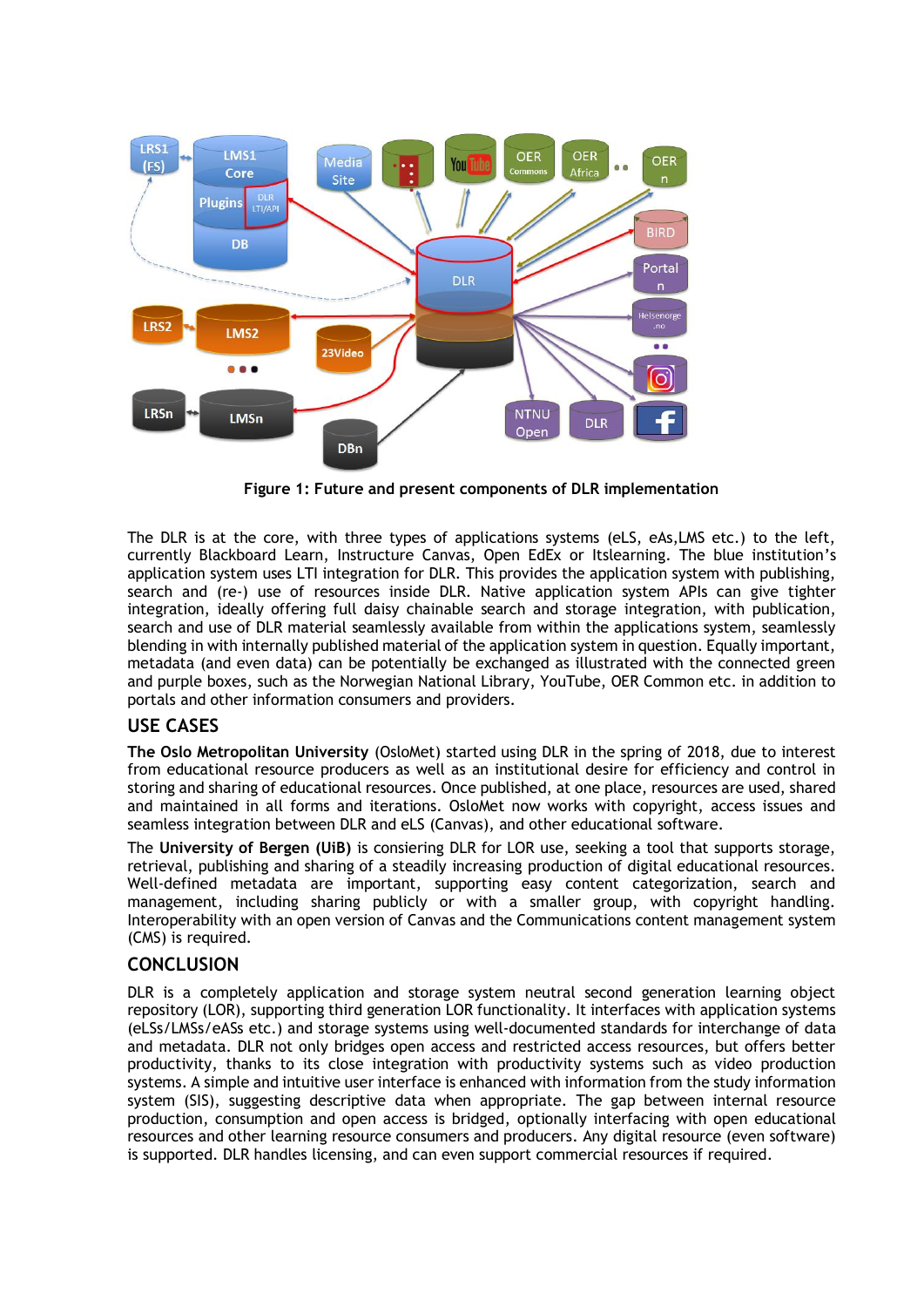**Figure 1: Future and present components of DLR implementation**

The DLR is at the core, with three types of applications systems (eLS, eAs,LMS etc.) to the left, currently Blackboard Learn, Instructure Canvas, Open EdEx or Itslearning. The blue institution's application system uses LTI integration for DLR. This provides the application system with publishing, search and (re-) use of resources inside DLR. Native application system APIs can give tighter integration, ideally offering full daisy chainable search and storage integration, with publication, search and use of DLR material seamlessly available from within the applications system, seamlessly blending in with internally published material of the application system in question. Equally important, metadata (and even data) can be potentially be exchanged as illustrated with the connected green and purple boxes, such as the Norwegian National Library, YouTube, OER Common etc. in addition to portals and other information consumers and providers.

## USE CASES

**The Oslo Metropolitan University** (OsloMet) started using DLR in the spring of 2018, due to interest from educational resource producers as well as an institutional desire for efficiency and control in storing and sharing of educational resources. Once published, at one place, resources are used, shared and maintained in all forms and iterations. OsloMet now works with copyright, access issues and seamless integration between DLR and eLS (Canvas), and other educational software.

The **University of Bergen (UiB)** is consiering DLR for LOR use, seeking a tool that supports storage, retrieval, publishing and sharing of a steadily increasing production of digital educational resources. Well-defined metadata are important, supporting easy content categorization, search and management, including sharing publicly or with a smaller group, with copyright handling. Interoperability with an open version of Canvas and the Communications content management system (CMS) is required.

## CONCLUSION

DLR is a completely application and storage system neutral second generation learning object repository (LOR), supporting third generation LOR functionality. It interfaces with application systems (eLSs/LMSs/eASs etc.) and storage systems using well-documented standards for interchange of data and metadata. DLR not only bridges open access and restricted access resources, but offers better productivity, thanks to its close integration with productivity systems such as video production systems. A simple and intuitive user interface is enhanced with information from the study information system (SIS), suggesting descriptive data when appropriate. The gap between internal resource production, consumption and open access is bridged, optionally interfacing with open educational resources and other learning resource consumers and producers. Any digital resource (even software) is supported. DLR handles licensing, and can even support commercial resources if required.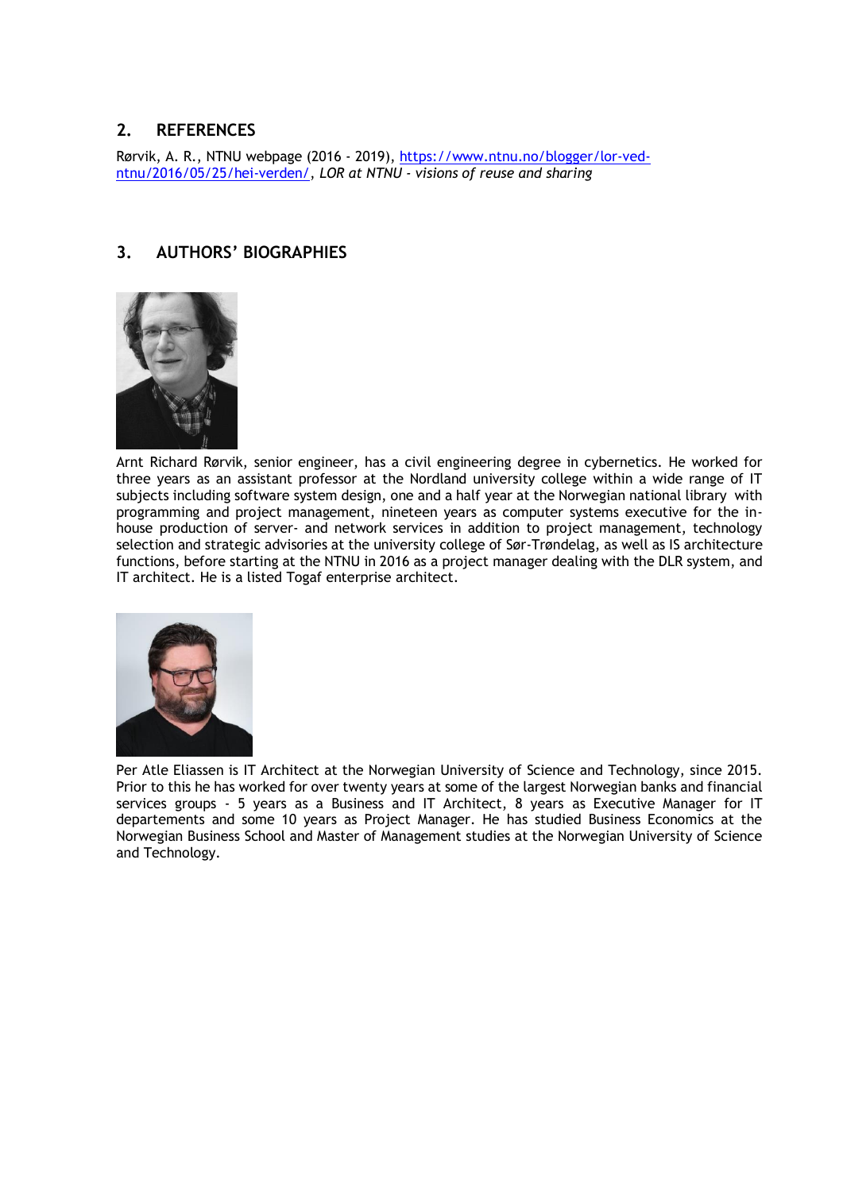## 2. REFERENCES

Rørvik, A. R., NTNU webpage (2016 - 2019), [https://www.ntnu.no/blogger/lor-ved-ntnu/2016/05/25/hei-verden/](https://www.ntnu.no/blogger/lor-ved-ntnu/2016/05/25/hei-verden/), *LOR at NTNU - visions of reuse and sharing*

## 3. AUTHORS' BIOGRAPHIES

Arnt Richard Rørvik, senior engineer, has a civil engineering degree in cybernetics. He worked for three years as an assistant professor at the Nordland university college within a wide range of IT subjects including software system design, one and a half year at the Norwegian national library with programming and project management, nineteen years as computer systems executive for the in-house production of server- and network services in addition to project management, technology selection and strategic advisories at the university college of Sør-Trøndelag, as well as IS architecture functions, before starting at the NTNU in 2016 as a project manager dealing with the DLR system, and IT architect. He is a listed Togaf enterprise architect.

Per Atle Eliassen is IT Architect at the Norwegian University of Science and Technology, since 2015. Prior to this he has worked for over twenty years at some of the largest Norwegian banks and financial services groups - 5 years as a Business and IT Architect, 8 years as Executive Manager for IT departements and some 10 years as Project Manager. He has studied Business Economics at the Norwegian Business School and Master of Management studies at the Norwegian University of Science and Technology.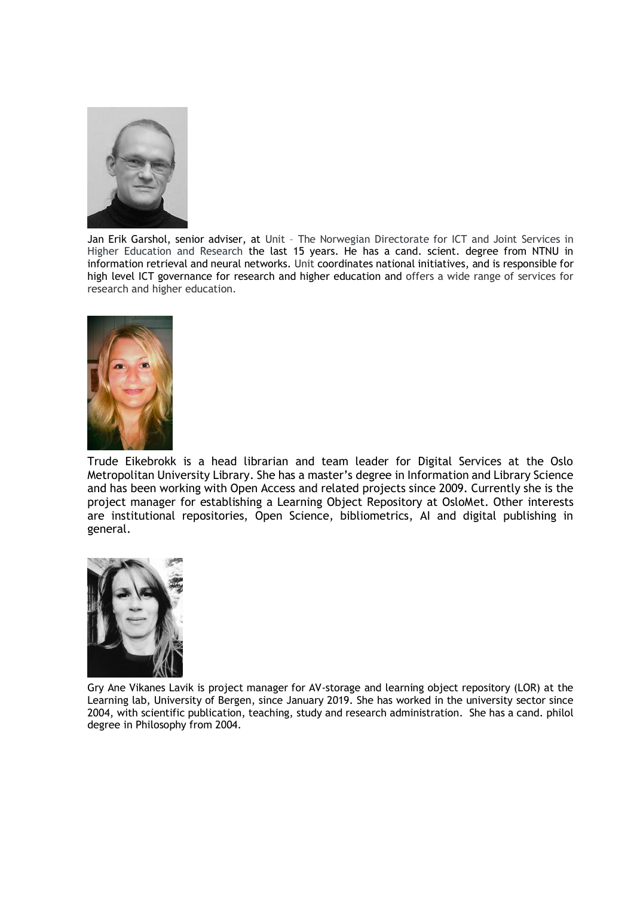Jan Erik Garshol, senior adviser, at Unit – The Norwegian Directorate for ICT and Joint Services in Higher Education and Research the last 15 years. He has a cand. scient. degree from NTNU in information retrieval and neural networks. Unit coordinates national initiatives, and is responsible for high level ICT governance for research and higher education and offers a wide range of services for research and higher education.

Trude Eikebrokk is a head librarian and team leader for Digital Services at the Oslo Metropolitan University Library. She has a master's degree in Information and Library Science and has been working with Open Access and related projects since 2009. Currently she is the project manager for establishing a Learning Object Repository at OsloMet. Other interests are institutional repositories, Open Science, bibliometrics, AI and digital publishing in general.

Gry Ane Vikanes Lavik is project manager for AV-storage and learning object repository (LOR) at the Learning lab, University of Bergen, since January 2019. She has worked in the university sector since 2004, with scientific publication, teaching, study and research administration. She has a cand. philol degree in Philosophy from 2004.